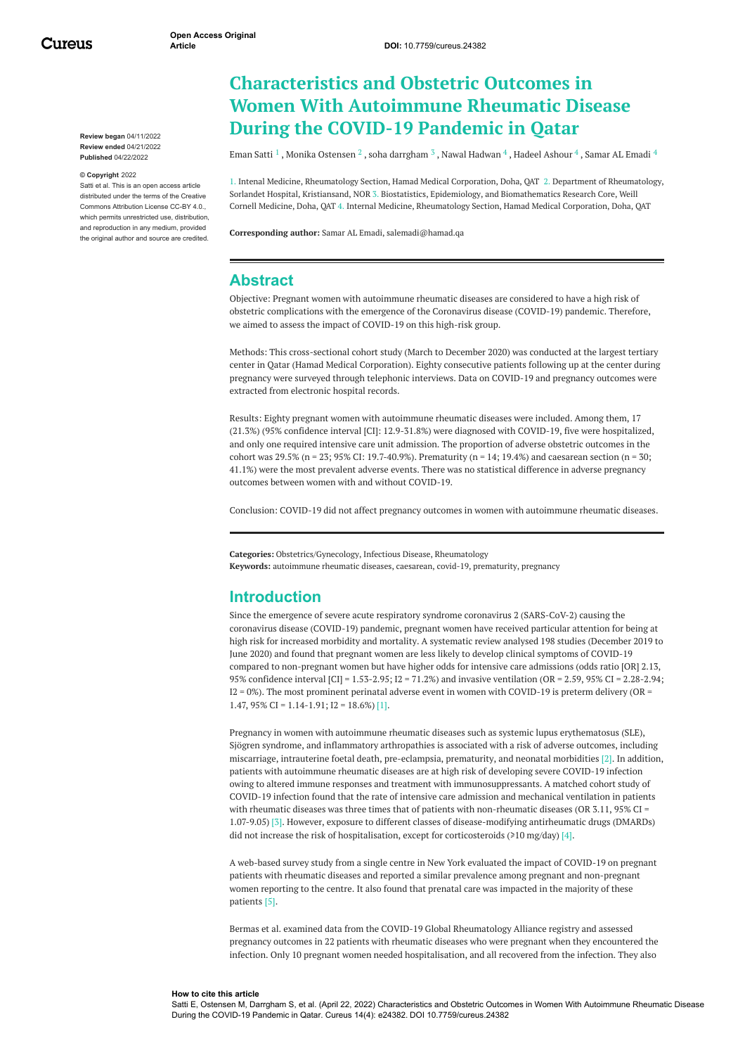# Characteristics and Obstetric Outcomes in Women With Autoimmune Rheumatic Disease During the COVID-19 Pandemic in Qatar

Eman Satti [1] , Monika Ostensen [2] , soha darrgham [3] , Nawal Hadwan [4] , Hadeel Ashour [4] , Samar AL Emadi [4]

1. Intenal Medicine, Rheumatology Section, Hamad Medical Corporation, Doha, QAT 2. Department of Rheumatology, Sorlandet Hospital, Kristiansand, NOR 3. Biostatistics, Epidemiology, and Biomathematics Research Core, Weill Cornell Medicine, Doha, QAT 4. Internal Medicine, Rheumatology Section, Hamad Medical Corporation, Doha, QAT

**Corresponding author:** Samar AL Emadi, salemadi@hamad.qa

**Review began** 04/11/2022
**Review ended** 04/21/2022
**Published** 04/22/2022

**© Copyright** 2022
Satti et al. This is an open access article distributed under the terms of the Creative Commons Attribution License CC-BY 4.0., which permits unrestricted use, distribution, and reproduction in any medium, provided the original author and source are credited.

## Abstract

Objective: Pregnant women with autoimmune rheumatic diseases are considered to have a high risk of obstetric complications with the emergence of the Coronavirus disease (COVID-19) pandemic. Therefore, we aimed to assess the impact of COVID-19 on this high-risk group.

Methods: This cross-sectional cohort study (March to December 2020) was conducted at the largest tertiary center in Qatar (Hamad Medical Corporation). Eighty consecutive patients following up at the center during pregnancy were surveyed through telephonic interviews. Data on COVID-19 and pregnancy outcomes were extracted from electronic hospital records.

Results: Eighty pregnant women with autoimmune rheumatic diseases were included. Among them, 17 (21.3%) (95% confidence interval [CI]: 12.9-31.8%) were diagnosed with COVID-19, five were hospitalized, and only one required intensive care unit admission. The proportion of adverse obstetric outcomes in the cohort was 29.5% (n = 23; 95% CI: 19.7-40.9%). Prematurity (n = 14; 19.4%) and caesarean section (n = 30; 41.1%) were the most prevalent adverse events. There was no statistical difference in adverse pregnancy outcomes between women with and without COVID-19.

Conclusion: COVID-19 did not affect pregnancy outcomes in women with autoimmune rheumatic diseases.

**Categories:** Obstetrics/Gynecology, Infectious Disease, Rheumatology
**Keywords:** autoimmune rheumatic diseases, caesarean, covid-19, prematurity, pregnancy

## Introduction

Since the emergence of severe acute respiratory syndrome coronavirus 2 (SARS-CoV-2) causing the coronavirus disease (COVID-19) pandemic, pregnant women have received particular attention for being at high risk for increased morbidity and mortality. A systematic review analysed 198 studies (December 2019 to June 2020) and found that pregnant women are less likely to develop clinical symptoms of COVID-19 compared to non-pregnant women but have higher odds for intensive care admissions (odds ratio [OR] 2.13, 95% confidence interval [CI] = 1.53-2.95; I2 = 71.2%) and invasive ventilation (OR = 2.59, 95% CI = 2.28-2.94; I2 = 0%). The most prominent perinatal adverse event in women with COVID-19 is preterm delivery (OR = 1.47, 95% CI = 1.14-1.91; I2 = 18.6%) [1].

Pregnancy in women with autoimmune rheumatic diseases such as systemic lupus erythematosus (SLE), Sjögren syndrome, and inflammatory arthropathies is associated with a risk of adverse outcomes, including miscarriage, intrauterine foetal death, pre-eclampsia, prematurity, and neonatal morbidities [2]. In addition, patients with autoimmune rheumatic diseases are at high risk of developing severe COVID-19 infection owing to altered immune responses and treatment with immunosuppressants. A matched cohort study of COVID-19 infection found that the rate of intensive care admission and mechanical ventilation in patients with rheumatic diseases was three times that of patients with non-rheumatic diseases (OR 3.11, 95% CI = 1.07-9.05) [3]. However, exposure to different classes of disease-modifying antirheumatic drugs (DMARDs) did not increase the risk of hospitalisation, except for corticosteroids (⩾10 mg/day) [4].

A web-based survey study from a single centre in New York evaluated the impact of COVID-19 on pregnant patients with rheumatic diseases and reported a similar prevalence among pregnant and non-pregnant women reporting to the centre. It also found that prenatal care was impacted in the majority of these patients [5].

Bermas et al. examined data from the COVID-19 Global Rheumatology Alliance registry and assessed pregnancy outcomes in 22 patients with rheumatic diseases who were pregnant when they encountered the infection. Only 10 pregnant women needed hospitalisation, and all recovered from the infection. They also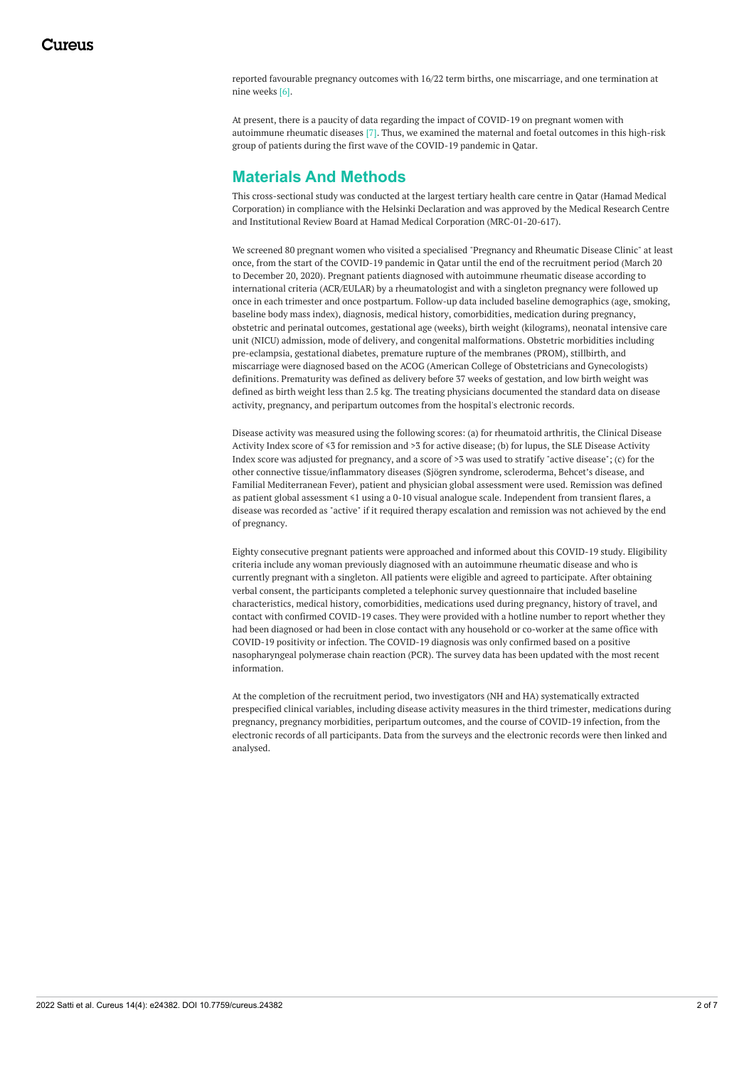reported favourable pregnancy outcomes with 16/22 term births, one miscarriage, and one termination at nine weeks [6].

At present, there is a paucity of data regarding the impact of COVID-19 on pregnant women with autoimmune rheumatic diseases [7]. Thus, we examined the maternal and foetal outcomes in this high-risk group of patients during the first wave of the COVID-19 pandemic in Qatar.

## Materials And Methods

This cross-sectional study was conducted at the largest tertiary health care centre in Qatar (Hamad Medical Corporation) in compliance with the Helsinki Declaration and was approved by the Medical Research Centre and Institutional Review Board at Hamad Medical Corporation (MRC-01-20-617).

We screened 80 pregnant women who visited a specialised "Pregnancy and Rheumatic Disease Clinic" at least once, from the start of the COVID-19 pandemic in Qatar until the end of the recruitment period (March 20 to December 20, 2020). Pregnant patients diagnosed with autoimmune rheumatic disease according to international criteria (ACR/EULAR) by a rheumatologist and with a singleton pregnancy were followed up once in each trimester and once postpartum. Follow-up data included baseline demographics (age, smoking, baseline body mass index), diagnosis, medical history, comorbidities, medication during pregnancy, obstetric and perinatal outcomes, gestational age (weeks), birth weight (kilograms), neonatal intensive care unit (NICU) admission, mode of delivery, and congenital malformations. Obstetric morbidities including pre-eclampsia, gestational diabetes, premature rupture of the membranes (PROM), stillbirth, and miscarriage were diagnosed based on the ACOG (American College of Obstetricians and Gynecologists) definitions. Prematurity was defined as delivery before 37 weeks of gestation, and low birth weight was defined as birth weight less than 2.5 kg. The treating physicians documented the standard data on disease activity, pregnancy, and peripartum outcomes from the hospital's electronic records.

Disease activity was measured using the following scores: (a) for rheumatoid arthritis, the Clinical Disease Activity Index score of ≤3 for remission and >3 for active disease; (b) for lupus, the SLE Disease Activity Index score was adjusted for pregnancy, and a score of >3 was used to stratify "active disease"; (c) for the other connective tissue/inflammatory diseases (Sjögren syndrome, scleroderma, Behcet's disease, and Familial Mediterranean Fever), patient and physician global assessment were used. Remission was defined as patient global assessment ≤1 using a 0-10 visual analogue scale. Independent from transient flares, a disease was recorded as "active" if it required therapy escalation and remission was not achieved by the end of pregnancy.

Eighty consecutive pregnant patients were approached and informed about this COVID-19 study. Eligibility criteria include any woman previously diagnosed with an autoimmune rheumatic disease and who is currently pregnant with a singleton. All patients were eligible and agreed to participate. After obtaining verbal consent, the participants completed a telephonic survey questionnaire that included baseline characteristics, medical history, comorbidities, medications used during pregnancy, history of travel, and contact with confirmed COVID-19 cases. They were provided with a hotline number to report whether they had been diagnosed or had been in close contact with any household or co-worker at the same office with COVID-19 positivity or infection. The COVID-19 diagnosis was only confirmed based on a positive nasopharyngeal polymerase chain reaction (PCR). The survey data has been updated with the most recent information.

At the completion of the recruitment period, two investigators (NH and HA) systematically extracted prespecified clinical variables, including disease activity measures in the third trimester, medications during pregnancy, pregnancy morbidities, peripartum outcomes, and the course of COVID-19 infection, from the electronic records of all participants. Data from the surveys and the electronic records were then linked and analysed.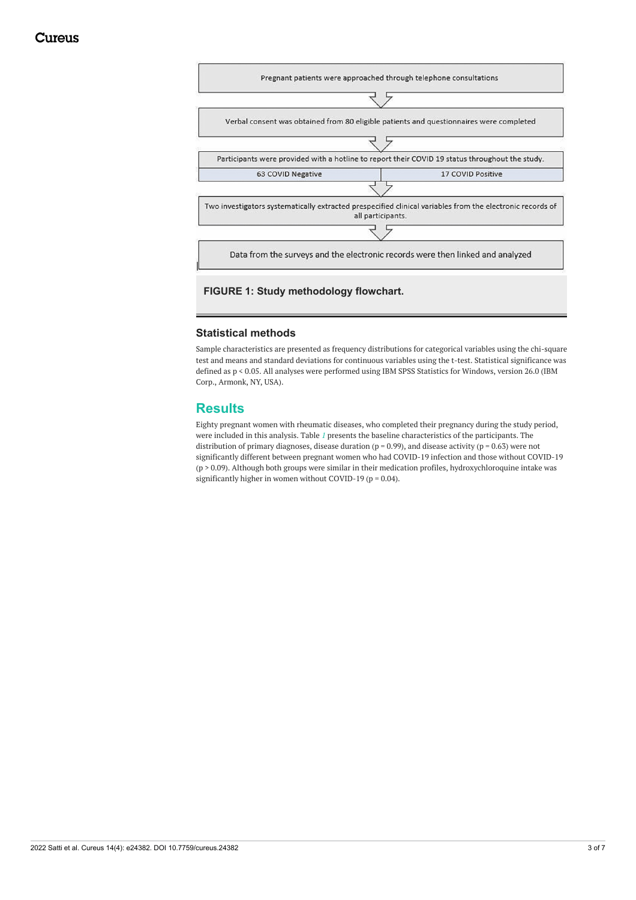Pregnant patients were approached through telephone consultations

Verbal consent was obtained from 80 eligible patients and questionnaires were completed

Participants were provided with a hotline to report their COVID 19 status throughout the study.

| 63 COVID Negative | 17 COVID Positive |
| --- | --- |

Two investigators systematically extracted prespecified clinical variables from the electronic records of all participants.

Data from the surveys and the electronic records were then linked and analyzed

**FIGURE 1: Study methodology flowchart.**

### Statistical methods

Sample characteristics are presented as frequency distributions for categorical variables using the chi-square test and means and standard deviations for continuous variables using the t-test. Statistical significance was defined as $p < 0.05$. All analyses were performed using IBM SPSS Statistics for Windows, version 26.0 (IBM Corp., Armonk, NY, USA).

## Results

Eighty pregnant women with rheumatic diseases, who completed their pregnancy during the study period, were included in this analysis. Table 1 presents the baseline characteristics of the participants. The distribution of primary diagnoses, disease duration ($p = 0.99$), and disease activity ($p = 0.63$) were not significantly different between pregnant women who had COVID-19 infection and those without COVID-19 ($p > 0.09$). Although both groups were similar in their medication profiles, hydroxychloroquine intake was significantly higher in women without COVID-19 ($p = 0.04$).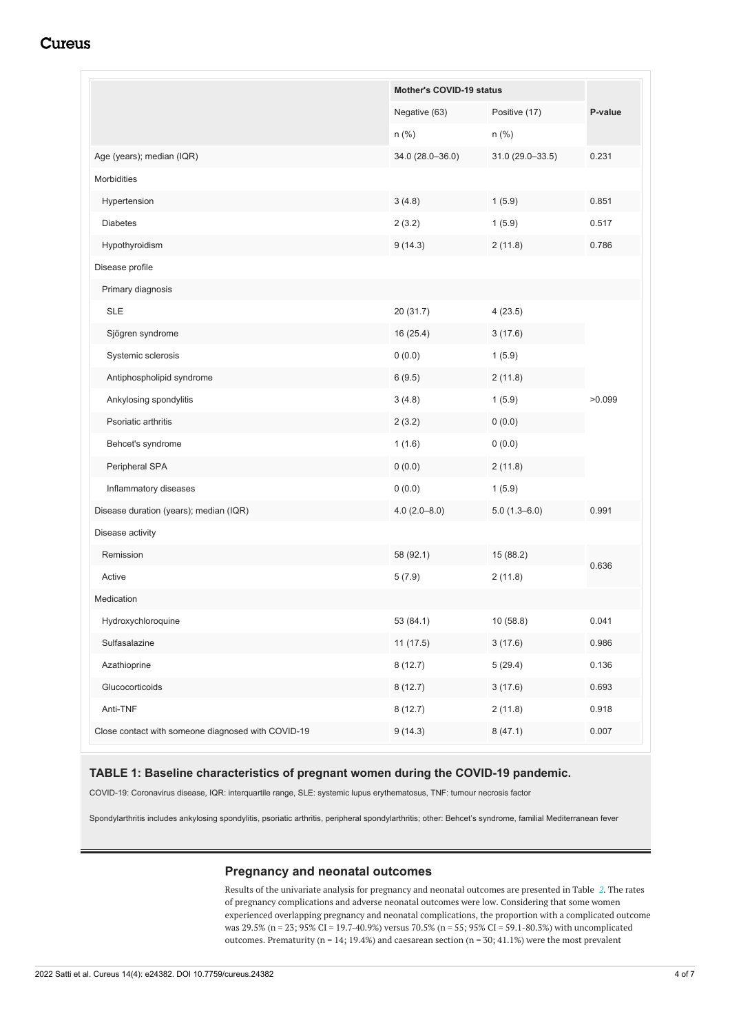| | Mother's COVID-19 status | | P-value |
|---|---|---|---|
| | Negative (63) | Positive (17) | |
| | n (%) | n (%) | |
| Age (years); median (IQR) | 34.0 (28.0–36.0) | 31.0 (29.0–33.5) | 0.231 |
| Morbidities | | | |
| Hypertension | 3 (4.8) | 1 (5.9) | 0.851 |
| Diabetes | 2 (3.2) | 1 (5.9) | 0.517 |
| Hypothyroidism | 9 (14.3) | 2 (11.8) | 0.786 |
| Disease profile | | | |
| Primary diagnosis | | | |
| SLE | 20 (31.7) | 4 (23.5) | >0.099 |
| Sjögren syndrome | 16 (25.4) | 3 (17.6) | |
| Systemic sclerosis | 0 (0.0) | 1 (5.9) | |
| Antiphospholipid syndrome | 6 (9.5) | 2 (11.8) | |
| Ankylosing spondylitis | 3 (4.8) | 1 (5.9) | |
| Psoriatic arthritis | 2 (3.2) | 0 (0.0) | |
| Behcet's syndrome | 1 (1.6) | 0 (0.0) | |
| Peripheral SPA | 0 (0.0) | 2 (11.8) | |
| Inflammatory diseases | 0 (0.0) | 1 (5.9) | |
| Disease duration (years); median (IQR) | 4.0 (2.0–8.0) | 5.0 (1.3–6.0) | 0.991 |
| Disease activity | | | |
| Remission | 58 (92.1) | 15 (88.2) | 0.636 |
| Active | 5 (7.9) | 2 (11.8) | |
| Medication | | | |
| Hydroxychloroquine | 53 (84.1) | 10 (58.8) | 0.041 |
| Sulfasalazine | 11 (17.5) | 3 (17.6) | 0.986 |
| Azathioprine | 8 (12.7) | 5 (29.4) | 0.136 |
| Glucocorticoids | 8 (12.7) | 3 (17.6) | 0.693 |
| Anti-TNF | 8 (12.7) | 2 (11.8) | 0.918 |
| Close contact with someone diagnosed with COVID-19 | 9 (14.3) | 8 (47.1) | 0.007 |

**TABLE 1: Baseline characteristics of pregnant women during the COVID-19 pandemic.**

COVID-19: Coronavirus disease, IQR: interquartile range, SLE: systemic lupus erythematosus, TNF: tumour necrosis factor

Spondylarthritis includes ankylosing spondylitis, psoriatic arthritis, peripheral spondylarthritis; other: Behcet's syndrome, familial Mediterranean fever

## Pregnancy and neonatal outcomes

Results of the univariate analysis for pregnancy and neonatal outcomes are presented in Table 2. The rates of pregnancy complications and adverse neonatal outcomes were low. Considering that some women experienced overlapping pregnancy and neonatal complications, the proportion with a complicated outcome was 29.5% (n = 23; 95% CI = 19.7-40.9%) versus 70.5% (n = 55; 95% CI = 59.1-80.3%) with uncomplicated outcomes. Prematurity (n = 14; 19.4%) and caesarean section (n = 30; 41.1%) were the most prevalent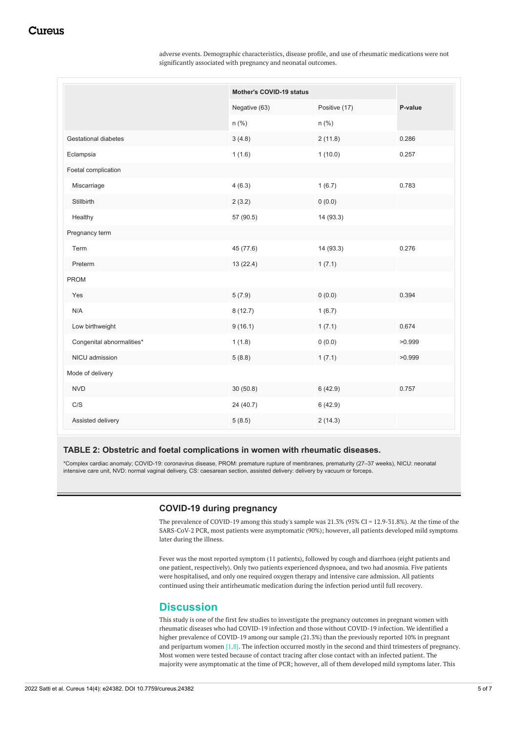adverse events. Demographic characteristics, disease profile, and use of rheumatic medications were not significantly associated with pregnancy and neonatal outcomes.

| | Mother's COVID-19 status | | P-value |
|---|---|---|---|
| | Negative (63) | Positive (17) | |
| | n (%) | n (%) | |
| Gestational diabetes | 3 (4.8) | 2 (11.8) | 0.286 |
| Eclampsia | 1 (1.6) | 1 (10.0) | 0.257 |
| Foetal complication | | | |
| Miscarriage | 4 (6.3) | 1 (6.7) | 0.783 |
| Stillbirth | 2 (3.2) | 0 (0.0) | |
| Healthy | 57 (90.5) | 14 (93.3) | |
| Pregnancy term | | | |
| Term | 45 (77.6) | 14 (93.3) | 0.276 |
| Preterm | 13 (22.4) | 1 (7.1) | |
| PROM | | | |
| Yes | 5 (7.9) | 0 (0.0) | 0.394 |
| N/A | 8 (12.7) | 1 (6.7) | |
| Low birthweight | 9 (16.1) | 1 (7.1) | 0.674 |
| Congenital abnormalities* | 1 (1.8) | 0 (0.0) | >0.999 |
| NICU admission | 5 (8.8) | 1 (7.1) | >0.999 |
| Mode of delivery | | | |
| NVD | 30 (50.8) | 6 (42.9) | 0.757 |
| C/S | 24 (40.7) | 6 (42.9) | |
| Assisted delivery | 5 (8.5) | 2 (14.3) | |

**TABLE 2: Obstetric and foetal complications in women with rheumatic diseases.**

*Complex cardiac anomaly; COVID-19: coronavirus disease, PROM: premature rupture of membranes, prematurity (27–37 weeks), NICU: neonatal intensive care unit, NVD: normal vaginal delivery, CS: caesarean section, assisted delivery: delivery by vacuum or forceps.

### COVID-19 during pregnancy

The prevalence of COVID-19 among this study's sample was 21.3% (95% CI = 12.9-31.8%). At the time of the SARS-CoV-2 PCR, most patients were asymptomatic (90%); however, all patients developed mild symptoms later during the illness.

Fever was the most reported symptom (11 patients), followed by cough and diarrhoea (eight patients and one patient, respectively). Only two patients experienced dyspnoea, and two had anosmia. Five patients were hospitalised, and only one required oxygen therapy and intensive care admission. All patients continued using their antirheumatic medication during the infection period until full recovery.

## Discussion

This study is one of the first few studies to investigate the pregnancy outcomes in pregnant women with rheumatic diseases who had COVID-19 infection and those without COVID-19 infection. We identified a higher prevalence of COVID-19 among our sample (21.3%) than the previously reported 10% in pregnant and peripartum women [1,8]. The infection occurred mostly in the second and third trimesters of pregnancy. Most women were tested because of contact tracing after close contact with an infected patient. The majority were asymptomatic at the time of PCR; however, all of them developed mild symptoms later. This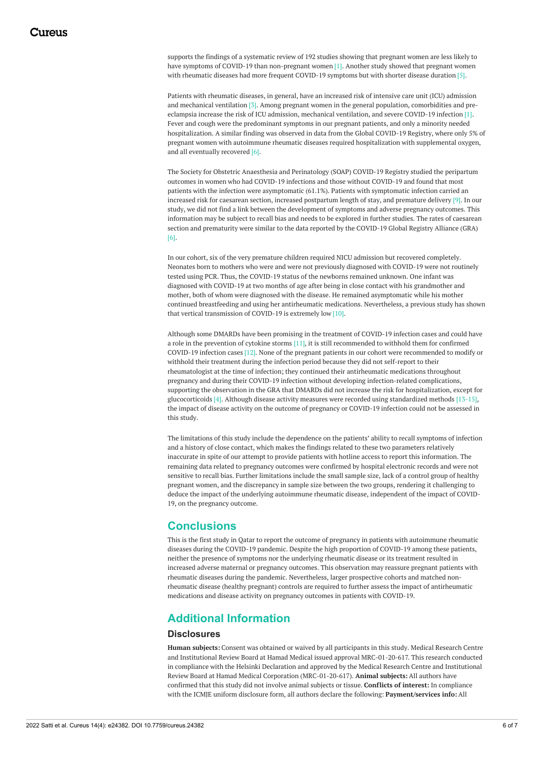supports the findings of a systematic review of 192 studies showing that pregnant women are less likely to have symptoms of COVID-19 than non-pregnant women [1]. Another study showed that pregnant women with rheumatic diseases had more frequent COVID-19 symptoms but with shorter disease duration [5].

Patients with rheumatic diseases, in general, have an increased risk of intensive care unit (ICU) admission and mechanical ventilation [3]. Among pregnant women in the general population, comorbidities and pre-eclampsia increase the risk of ICU admission, mechanical ventilation, and severe COVID-19 infection [1]. Fever and cough were the predominant symptoms in our pregnant patients, and only a minority needed hospitalization. A similar finding was observed in data from the Global COVID-19 Registry, where only 5% of pregnant women with autoimmune rheumatic diseases required hospitalization with supplemental oxygen, and all eventually recovered [6].

The Society for Obstetric Anaesthesia and Perinatology (SOAP) COVID-19 Registry studied the peripartum outcomes in women who had COVID-19 infections and those without COVID-19 and found that most patients with the infection were asymptomatic (61.1%). Patients with symptomatic infection carried an increased risk for caesarean section, increased postpartum length of stay, and premature delivery [9]. In our study, we did not find a link between the development of symptoms and adverse pregnancy outcomes. This information may be subject to recall bias and needs to be explored in further studies. The rates of caesarean section and prematurity were similar to the data reported by the COVID-19 Global Registry Alliance (GRA) [6].

In our cohort, six of the very premature children required NICU admission but recovered completely. Neonates born to mothers who were and were not previously diagnosed with COVID-19 were not routinely tested using PCR. Thus, the COVID-19 status of the newborns remained unknown. One infant was diagnosed with COVID-19 at two months of age after being in close contact with his grandmother and mother, both of whom were diagnosed with the disease. He remained asymptomatic while his mother continued breastfeeding and using her antirheumatic medications. Nevertheless, a previous study has shown that vertical transmission of COVID-19 is extremely low [10].

Although some DMARDs have been promising in the treatment of COVID-19 infection cases and could have a role in the prevention of cytokine storms [11], it is still recommended to withhold them for confirmed COVID-19 infection cases [12]. None of the pregnant patients in our cohort were recommended to modify or withhold their treatment during the infection period because they did not self-report to their rheumatologist at the time of infection; they continued their antirheumatic medications throughout pregnancy and during their COVID-19 infection without developing infection-related complications, supporting the observation in the GRA that DMARDs did not increase the risk for hospitalization, except for glucocorticoids [4]. Although disease activity measures were recorded using standardized methods [13-15], the impact of disease activity on the outcome of pregnancy or COVID-19 infection could not be assessed in this study.

The limitations of this study include the dependence on the patients' ability to recall symptoms of infection and a history of close contact, which makes the findings related to these two parameters relatively inaccurate in spite of our attempt to provide patients with hotline access to report this information. The remaining data related to pregnancy outcomes were confirmed by hospital electronic records and were not sensitive to recall bias. Further limitations include the small sample size, lack of a control group of healthy pregnant women, and the discrepancy in sample size between the two groups, rendering it challenging to deduce the impact of the underlying autoimmune rheumatic disease, independent of the impact of COVID-19, on the pregnancy outcome.

## Conclusions

This is the first study in Qatar to report the outcome of pregnancy in patients with autoimmune rheumatic diseases during the COVID-19 pandemic. Despite the high proportion of COVID-19 among these patients, neither the presence of symptoms nor the underlying rheumatic disease or its treatment resulted in increased adverse maternal or pregnancy outcomes. This observation may reassure pregnant patients with rheumatic diseases during the pandemic. Nevertheless, larger prospective cohorts and matched non-rheumatic disease (healthy pregnant) controls are required to further assess the impact of antirheumatic medications and disease activity on pregnancy outcomes in patients with COVID-19.

## Additional Information

### Disclosures

**Human subjects:** Consent was obtained or waived by all participants in this study. Medical Research Centre and Institutional Review Board at Hamad Medical issued approval MRC-01-20-617. This research conducted in compliance with the Helsinki Declaration and approved by the Medical Research Centre and Institutional Review Board at Hamad Medical Corporation (MRC-01-20-617). **Animal subjects:** All authors have confirmed that this study did not involve animal subjects or tissue. **Conflicts of interest:** In compliance with the ICMJE uniform disclosure form, all authors declare the following: **Payment/services info:** All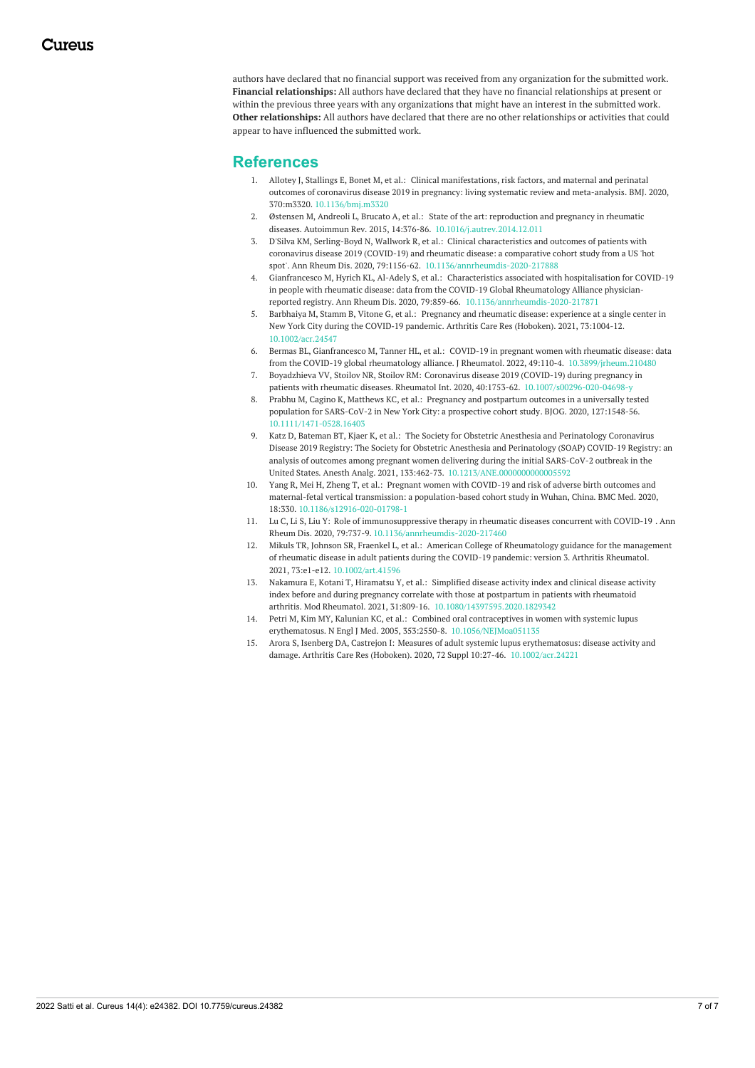authors have declared that no financial support was received from any organization for the submitted work. **Financial relationships:** All authors have declared that they have no financial relationships at present or within the previous three years with any organizations that might have an interest in the submitted work. **Other relationships:** All authors have declared that there are no other relationships or activities that could appear to have influenced the submitted work.

## References

1. Allotey J, Stallings E, Bonet M, et al.: Clinical manifestations, risk factors, and maternal and perinatal outcomes of coronavirus disease 2019 in pregnancy: living systematic review and meta-analysis. BMJ. 2020, 370:m3320. 10.1136/bmj.m3320
2. Østensen M, Andreoli L, Brucato A, et al.: State of the art: reproduction and pregnancy in rheumatic diseases. Autoimmun Rev. 2015, 14:376-86. 10.1016/j.autrev.2014.12.011
3. D'Silva KM, Serling-Boyd N, Wallwork R, et al.: Clinical characteristics and outcomes of patients with coronavirus disease 2019 (COVID-19) and rheumatic disease: a comparative cohort study from a US 'hot spot'. Ann Rheum Dis. 2020, 79:1156-62. 10.1136/annrheumdis-2020-217888
4. Gianfrancesco M, Hyrich KL, Al-Adely S, et al.: Characteristics associated with hospitalisation for COVID-19 in people with rheumatic disease: data from the COVID-19 Global Rheumatology Alliance physician-reported registry. Ann Rheum Dis. 2020, 79:859-66. 10.1136/annrheumdis-2020-217871
5. Barbhaiya M, Stamm B, Vitone G, et al.: Pregnancy and rheumatic disease: experience at a single center in New York City during the COVID-19 pandemic. Arthritis Care Res (Hoboken). 2021, 73:1004-12. 10.1002/acr.24547
6. Bermas BL, Gianfrancesco M, Tanner HL, et al.: COVID-19 in pregnant women with rheumatic disease: data from the COVID-19 global rheumatology alliance. J Rheumatol. 2022, 49:110-4. 10.3899/jrheum.210480
7. Boyadzhieva VV, Stoilov NR, Stoilov RM: Coronavirus disease 2019 (COVID-19) during pregnancy in patients with rheumatic diseases. Rheumatol Int. 2020, 40:1753-62. 10.1007/s00296-020-04698-y
8. Prabhu M, Cagino K, Matthews KC, et al.: Pregnancy and postpartum outcomes in a universally tested population for SARS-CoV-2 in New York City: a prospective cohort study. BJOG. 2020, 127:1548-56. 10.1111/1471-0528.16403
9. Katz D, Bateman BT, Kjaer K, et al.: The Society for Obstetric Anesthesia and Perinatology Coronavirus Disease 2019 Registry: The Society for Obstetric Anesthesia and Perinatology (SOAP) COVID-19 Registry: an analysis of outcomes among pregnant women delivering during the initial SARS-CoV-2 outbreak in the United States. Anesth Analg. 2021, 133:462-73. 10.1213/ANE.0000000000005592
10. Yang R, Mei H, Zheng T, et al.: Pregnant women with COVID-19 and risk of adverse birth outcomes and maternal-fetal vertical transmission: a population-based cohort study in Wuhan, China. BMC Med. 2020, 18:330. 10.1186/s12916-020-01798-1
11. Lu C, Li S, Liu Y: Role of immunosuppressive therapy in rheumatic diseases concurrent with COVID-19 . Ann Rheum Dis. 2020, 79:737-9. 10.1136/annrheumdis-2020-217460
12. Mikuls TR, Johnson SR, Fraenkel L, et al.: American College of Rheumatology guidance for the management of rheumatic disease in adult patients during the COVID-19 pandemic: version 3. Arthritis Rheumatol. 2021, 73:e1-e12. 10.1002/art.41596
13. Nakamura E, Kotani T, Hiramatsu Y, et al.: Simplified disease activity index and clinical disease activity index before and during pregnancy correlate with those at postpartum in patients with rheumatoid arthritis. Mod Rheumatol. 2021, 31:809-16. 10.1080/14397595.2020.1829342
14. Petri M, Kim MY, Kalunian KC, et al.: Combined oral contraceptives in women with systemic lupus erythematosus. N Engl J Med. 2005, 353:2550-8. 10.1056/NEJMoa051135
15. Arora S, Isenberg DA, Castrejon I: Measures of adult systemic lupus erythematosus: disease activity and damage. Arthritis Care Res (Hoboken). 2020, 72 Suppl 10:27-46. 10.1002/acr.24221